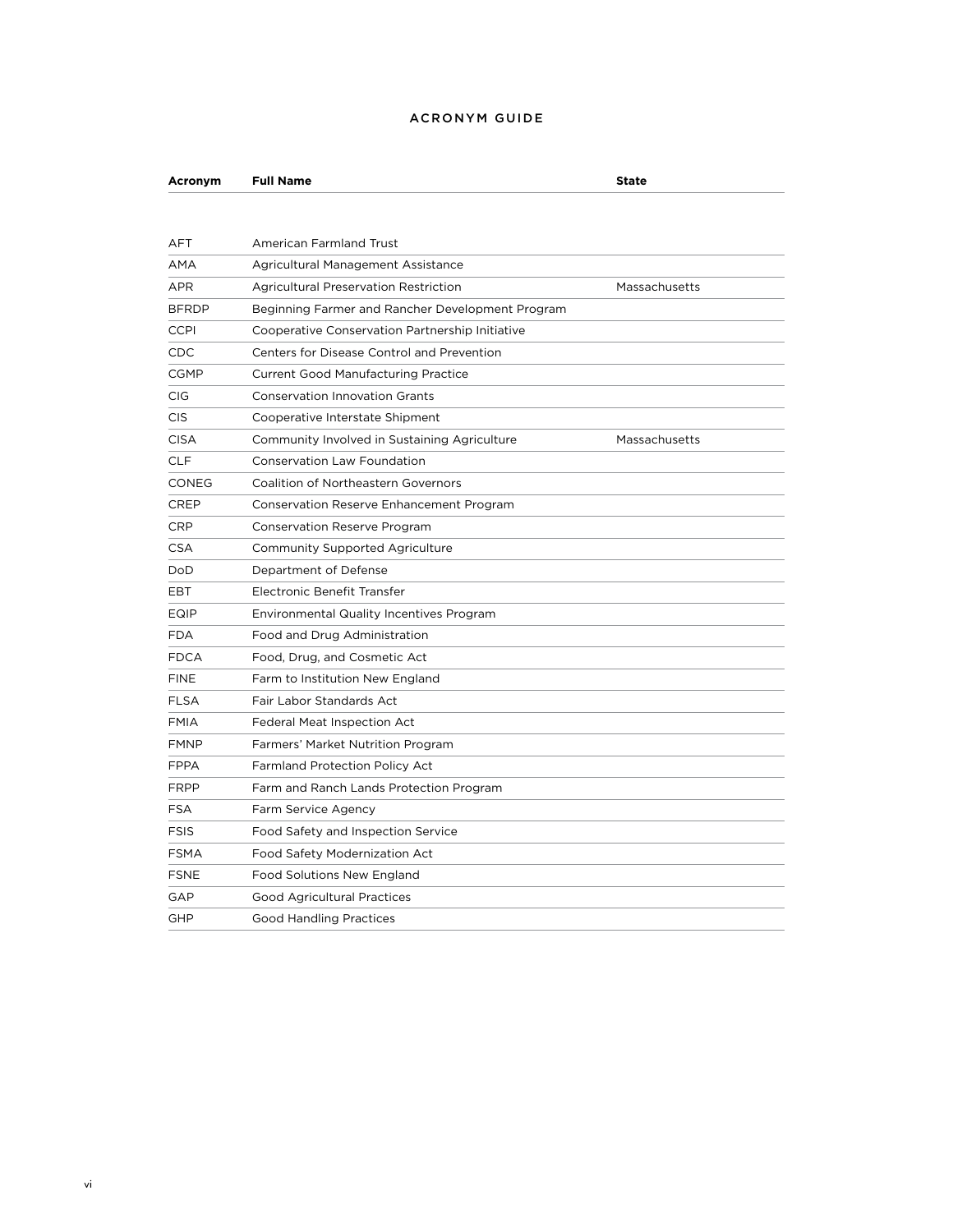## ACRONYM GUIDE

| Acronym | Full Name | State |
| --- | --- | --- |
| AFT | American Farmland Trust | |
| AMA | Agricultural Management Assistance | |
| APR | Agricultural Preservation Restriction | Massachusetts |
| BFRDP | Beginning Farmer and Rancher Development Program | |
| CCPI | Cooperative Conservation Partnership Initiative | |
| CDC | Centers for Disease Control and Prevention | |
| CGMP | Current Good Manufacturing Practice | |
| CIG | Conservation Innovation Grants | |
| CIS | Cooperative Interstate Shipment | |
| CISA | Community Involved in Sustaining Agriculture | Massachusetts |
| CLF | Conservation Law Foundation | |
| CONEG | Coalition of Northeastern Governors | |
| CREP | Conservation Reserve Enhancement Program | |
| CRP | Conservation Reserve Program | |
| CSA | Community Supported Agriculture | |
| DoD | Department of Defense | |
| EBT | Electronic Benefit Transfer | |
| EQIP | Environmental Quality Incentives Program | |
| FDA | Food and Drug Administration | |
| FDCA | Food, Drug, and Cosmetic Act | |
| FINE | Farm to Institution New England | |
| FLSA | Fair Labor Standards Act | |
| FMIA | Federal Meat Inspection Act | |
| FMNP | Farmers' Market Nutrition Program | |
| FPPA | Farmland Protection Policy Act | |
| FRPP | Farm and Ranch Lands Protection Program | |
| FSA | Farm Service Agency | |
| FSIS | Food Safety and Inspection Service | |
| FSMA | Food Safety Modernization Act | |
| FSNE | Food Solutions New England | |
| GAP | Good Agricultural Practices | |
| GHP | Good Handling Practices | |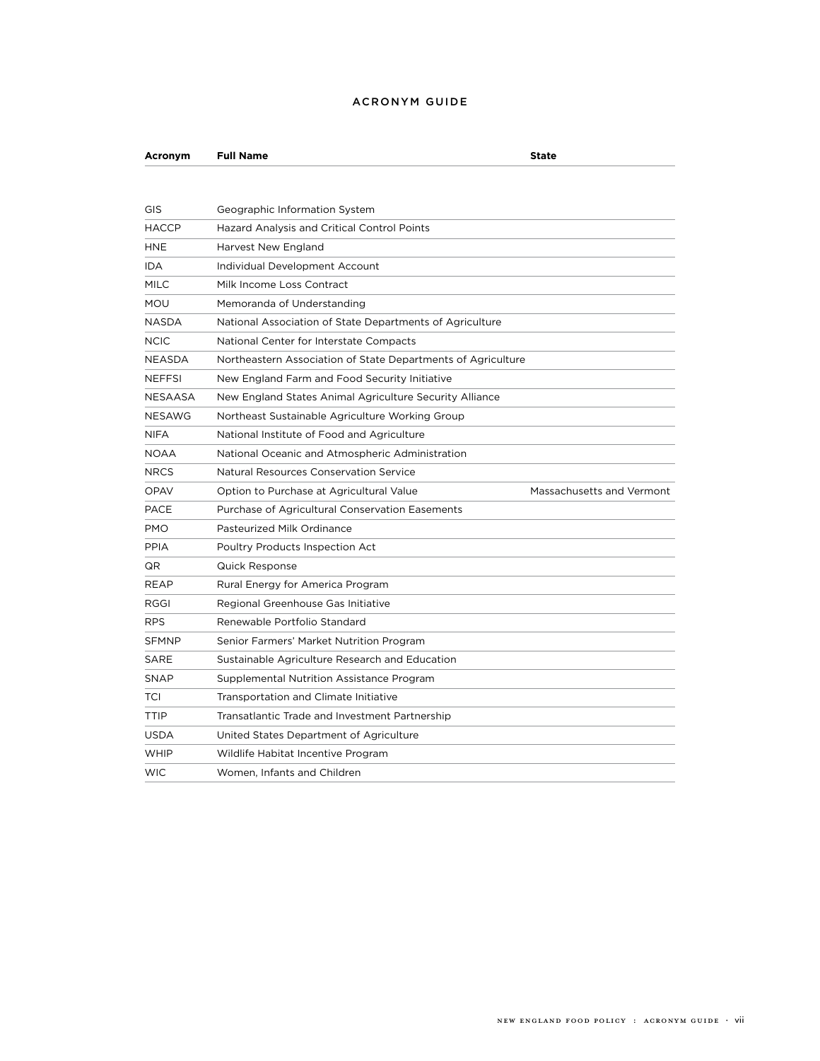# ACRONYM GUIDE

| Acronym | Full Name | State |
|---|---|---|
| GIS | Geographic Information System | |
| HACCP | Hazard Analysis and Critical Control Points | |
| HNE | Harvest New England | |
| IDA | Individual Development Account | |
| MILC | Milk Income Loss Contract | |
| MOU | Memoranda of Understanding | |
| NASDA | National Association of State Departments of Agriculture | |
| NCIC | National Center for Interstate Compacts | |
| NEASDA | Northeastern Association of State Departments of Agriculture | |
| NEFFSI | New England Farm and Food Security Initiative | |
| NESAASA | New England States Animal Agriculture Security Alliance | |
| NESAWG | Northeast Sustainable Agriculture Working Group | |
| NIFA | National Institute of Food and Agriculture | |
| NOAA | National Oceanic and Atmospheric Administration | |
| NRCS | Natural Resources Conservation Service | |
| OPAV | Option to Purchase at Agricultural Value | Massachusetts and Vermont |
| PACE | Purchase of Agricultural Conservation Easements | |
| PMO | Pasteurized Milk Ordinance | |
| PPIA | Poultry Products Inspection Act | |
| QR | Quick Response | |
| REAP | Rural Energy for America Program | |
| RGGI | Regional Greenhouse Gas Initiative | |
| RPS | Renewable Portfolio Standard | |
| SFMNP | Senior Farmers' Market Nutrition Program | |
| SARE | Sustainable Agriculture Research and Education | |
| SNAP | Supplemental Nutrition Assistance Program | |
| TCI | Transportation and Climate Initiative | |
| TTIP | Transatlantic Trade and Investment Partnership | |
| USDA | United States Department of Agriculture | |
| WHIP | Wildlife Habitat Incentive Program | |
| WIC | Women, Infants and Children | |